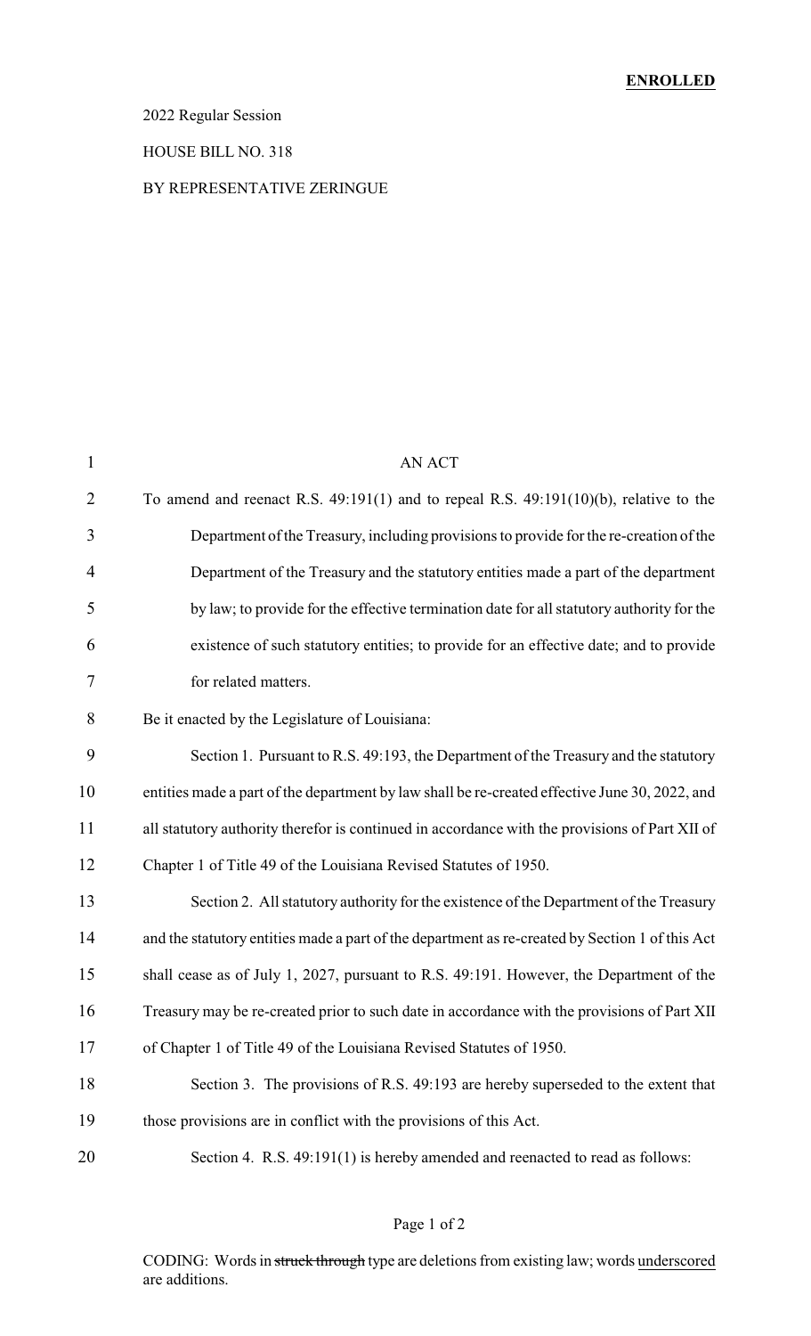**ENROLLED**

2022 Regular Session

HOUSE BILL NO. 318

BY REPRESENTATIVE ZERINGUE

AN ACT

To amend and reenact R.S. 49:191(1) and to repeal R.S. 49:191(10)(b), relative to the Department of the Treasury, including provisions to provide for the re-creation of the Department of the Treasury and the statutory entities made a part of the department by law; to provide for the effective termination date for all statutory authority for the existence of such statutory entities; to provide for an effective date; and to provide for related matters.

Be it enacted by the Legislature of Louisiana:

Section 1. Pursuant to R.S. 49:193, the Department of the Treasury and the statutory entities made a part of the department by law shall be re-created effective June 30, 2022, and all statutory authority therefor is continued in accordance with the provisions of Part XII of Chapter 1 of Title 49 of the Louisiana Revised Statutes of 1950.

Section 2. All statutory authority for the existence of the Department of the Treasury and the statutory entities made a part of the department as re-created by Section 1 of this Act shall cease as of July 1, 2027, pursuant to R.S. 49:191. However, the Department of the Treasury may be re-created prior to such date in accordance with the provisions of Part XII of Chapter 1 of Title 49 of the Louisiana Revised Statutes of 1950.

Section 3. The provisions of R.S. 49:193 are hereby superseded to the extent that those provisions are in conflict with the provisions of this Act.

Section 4. R.S. 49:191(1) is hereby amended and reenacted to read as follows:

CODING: Words in ~~struck through~~ type are deletions from existing law; words underscored are additions.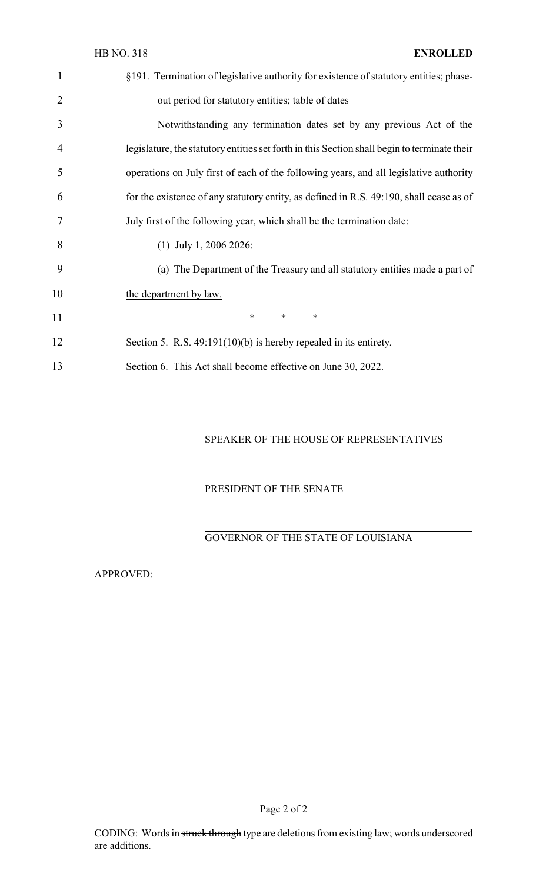§191. Termination of legislative authority for existence of statutory entities; phase-out period for statutory entities; table of dates

Notwithstanding any termination dates set by any previous Act of the legislature, the statutory entities set forth in this Section shall begin to terminate their operations on July first of each of the following years, and all legislative authority for the existence of any statutory entity, as defined in R.S. 49:190, shall cease as of July first of the following year, which shall be the termination date:

(1) July 1, ~~2006~~ <u>2026</u>:

<u>(a) The Department of the Treasury and all statutory entities made a part of the department by law.</u>

\* \* \*

Section 5. R.S. 49:191(10)(b) is hereby repealed in its entirety.

Section 6. This Act shall become effective on June 30, 2022.

SPEAKER OF THE HOUSE OF REPRESENTATIVES

PRESIDENT OF THE SENATE

GOVERNOR OF THE STATE OF LOUISIANA

APPROVED: ____________________